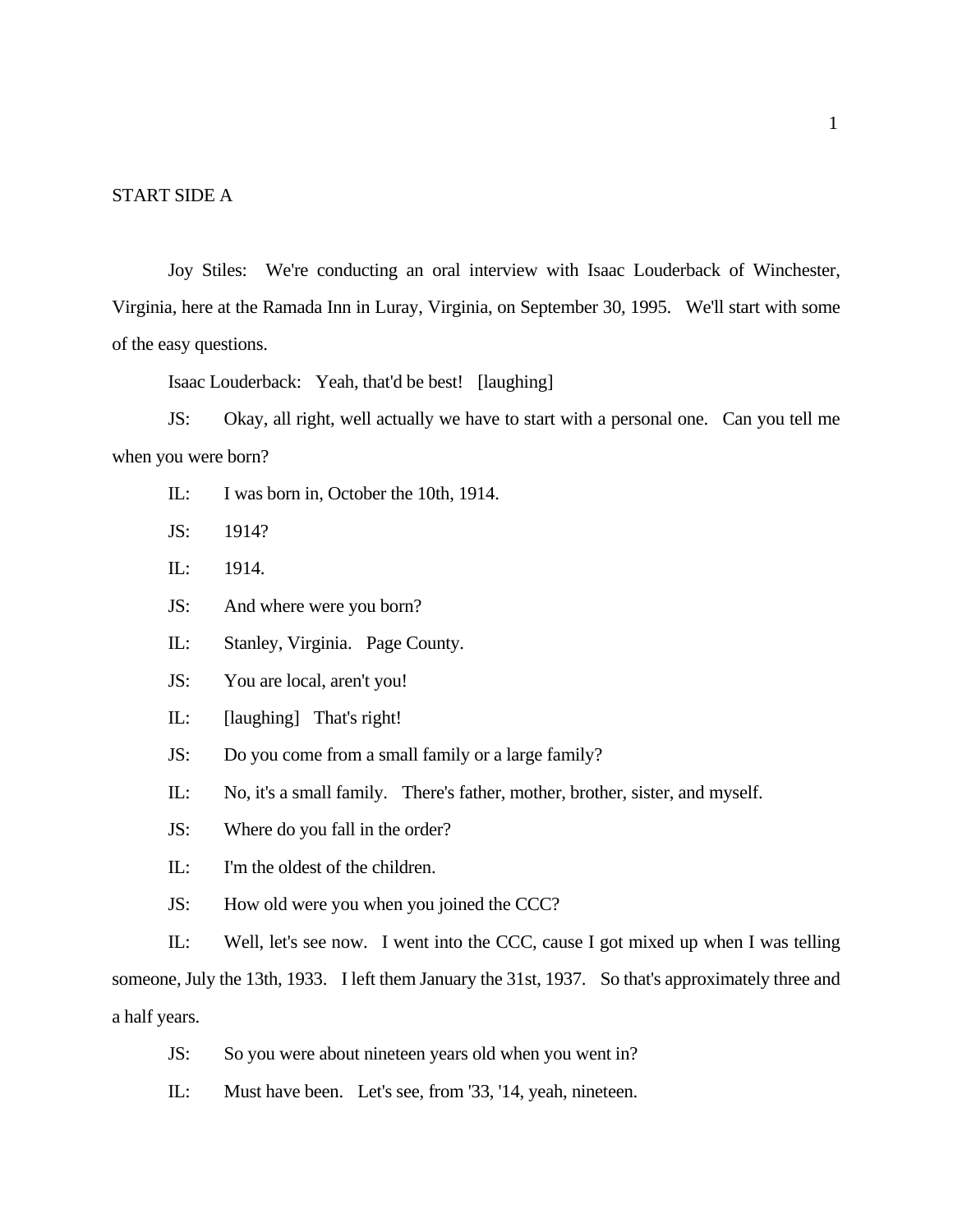START SIDE A

Joy Stiles: We're conducting an oral interview with Isaac Louderback of Winchester, Virginia, here at the Ramada Inn in Luray, Virginia, on September 30, 1995. We'll start with some of the easy questions.

Isaac Louderback: Yeah, that'd be best! [laughing]

JS: Okay, all right, well actually we have to start with a personal one. Can you tell me when you were born?

IL: I was born in, October the 10th, 1914.

JS: 1914?

IL: 1914.

JS: And where were you born?

IL: Stanley, Virginia. Page County.

JS: You are local, aren't you!

IL: [laughing] That's right!

JS: Do you come from a small family or a large family?

IL: No, it's a small family. There's father, mother, brother, sister, and myself.

JS: Where do you fall in the order?

IL: I'm the oldest of the children.

JS: How old were you when you joined the CCC?

IL: Well, let's see now. I went into the CCC, cause I got mixed up when I was telling someone, July the 13th, 1933. I left them January the 31st, 1937. So that's approximately three and a half years.

JS: So you were about nineteen years old when you went in?

IL: Must have been. Let's see, from '33, '14, yeah, nineteen.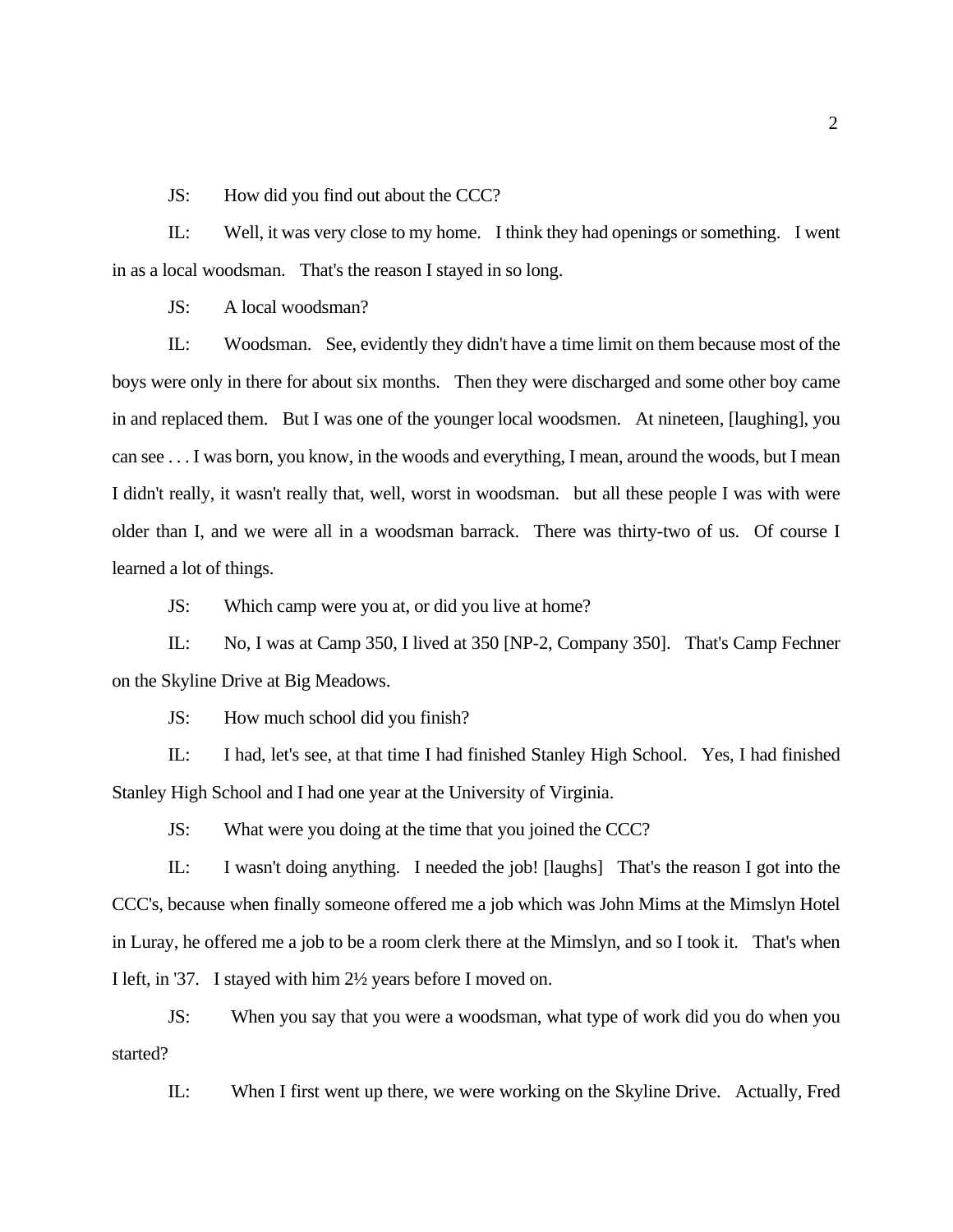JS: How did you find out about the CCC?

IL: Well, it was very close to my home. I think they had openings or something. I went in as a local woodsman. That's the reason I stayed in so long.

JS: A local woodsman?

IL: Woodsman. See, evidently they didn't have a time limit on them because most of the boys were only in there for about six months. Then they were discharged and some other boy came in and replaced them. But I was one of the younger local woodsmen. At nineteen, [laughing], you can see . . . I was born, you know, in the woods and everything, I mean, around the woods, but I mean I didn't really, it wasn't really that, well, worst in woodsman. but all these people I was with were older than I, and we were all in a woodsman barrack. There was thirty-two of us. Of course I learned a lot of things.

JS: Which camp were you at, or did you live at home?

IL: No, I was at Camp 350, I lived at 350 [NP-2, Company 350]. That's Camp Fechner on the Skyline Drive at Big Meadows.

JS: How much school did you finish?

IL: I had, let's see, at that time I had finished Stanley High School. Yes, I had finished Stanley High School and I had one year at the University of Virginia.

JS: What were you doing at the time that you joined the CCC?

IL: I wasn't doing anything. I needed the job! [laughs] That's the reason I got into the CCC's, because when finally someone offered me a job which was John Mims at the Mimslyn Hotel in Luray, he offered me a job to be a room clerk there at the Mimslyn, and so I took it. That's when I left, in '37. I stayed with him 2½ years before I moved on.

JS: When you say that you were a woodsman, what type of work did you do when you started?

IL: When I first went up there, we were working on the Skyline Drive. Actually, Fred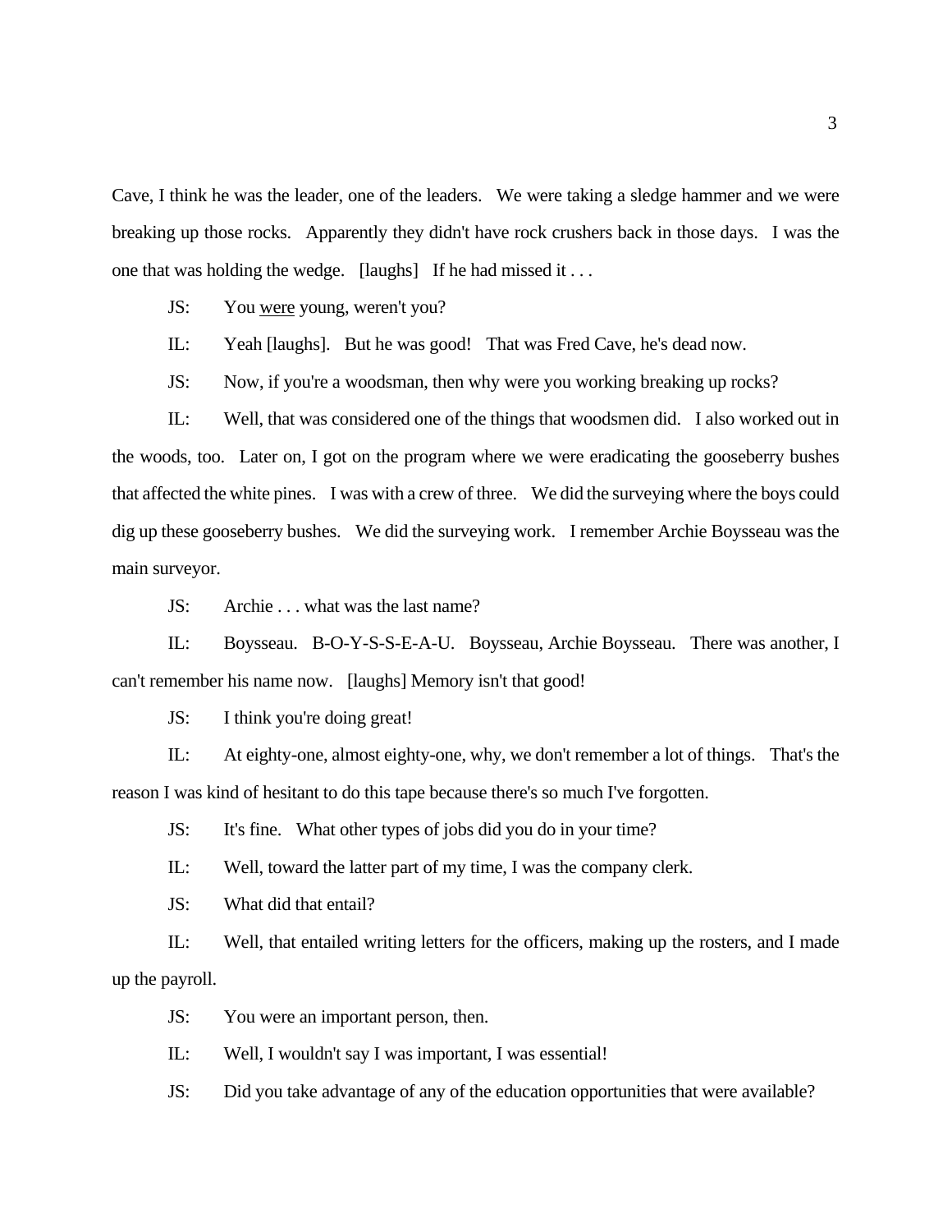Cave, I think he was the leader, one of the leaders. We were taking a sledge hammer and we were breaking up those rocks. Apparently they didn't have rock crushers back in those days. I was the one that was holding the wedge. [laughs] If he had missed it . . .

JS: You <u>were</u> young, weren't you?

IL: Yeah [laughs]. But he was good! That was Fred Cave, he's dead now.

JS: Now, if you're a woodsman, then why were you working breaking up rocks?

IL: Well, that was considered one of the things that woodsmen did. I also worked out in the woods, too. Later on, I got on the program where we were eradicating the gooseberry bushes that affected the white pines. I was with a crew of three. We did the surveying where the boys could dig up these gooseberry bushes. We did the surveying work. I remember Archie Boysseau was the main surveyor.

JS: Archie . . . what was the last name?

IL: Boysseau. B-O-Y-S-S-E-A-U. Boysseau, Archie Boysseau. There was another, I can't remember his name now. [laughs] Memory isn't that good!

JS: I think you're doing great!

IL: At eighty-one, almost eighty-one, why, we don't remember a lot of things. That's the reason I was kind of hesitant to do this tape because there's so much I've forgotten.

JS: It's fine. What other types of jobs did you do in your time?

IL: Well, toward the latter part of my time, I was the company clerk.

JS: What did that entail?

IL: Well, that entailed writing letters for the officers, making up the rosters, and I made up the payroll.

JS: You were an important person, then.

IL: Well, I wouldn't say I was important, I was essential!

JS: Did you take advantage of any of the education opportunities that were available?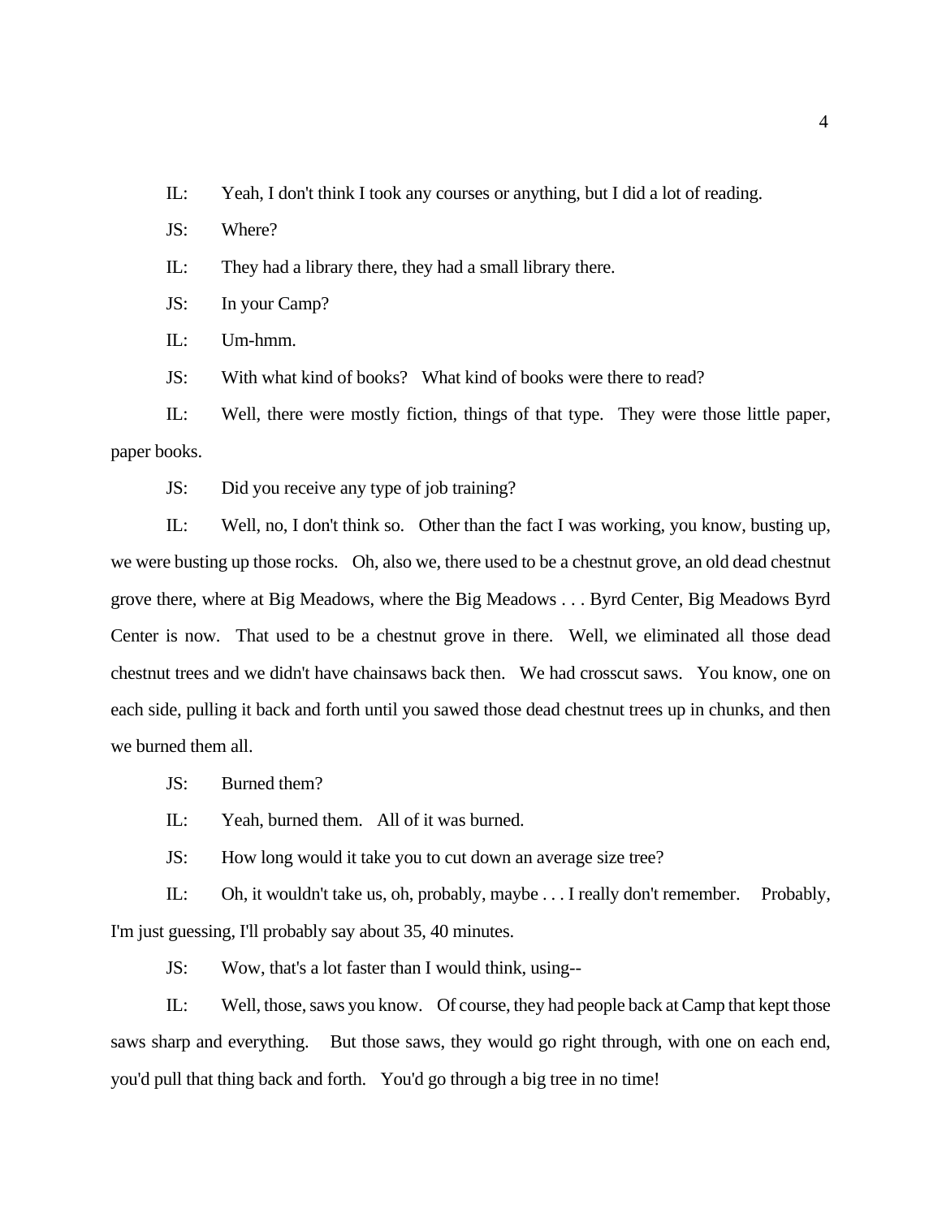IL: Yeah, I don't think I took any courses or anything, but I did a lot of reading.

JS: Where?

IL: They had a library there, they had a small library there.

JS: In your Camp?

IL: Um-hmm.

JS: With what kind of books? What kind of books were there to read?

IL: Well, there were mostly fiction, things of that type. They were those little paper, paper books.

JS: Did you receive any type of job training?

IL: Well, no, I don't think so. Other than the fact I was working, you know, busting up, we were busting up those rocks. Oh, also we, there used to be a chestnut grove, an old dead chestnut grove there, where at Big Meadows, where the Big Meadows . . . Byrd Center, Big Meadows Byrd Center is now. That used to be a chestnut grove in there. Well, we eliminated all those dead chestnut trees and we didn't have chainsaws back then. We had crosscut saws. You know, one on each side, pulling it back and forth until you sawed those dead chestnut trees up in chunks, and then we burned them all.

JS: Burned them?

IL: Yeah, burned them. All of it was burned.

JS: How long would it take you to cut down an average size tree?

IL: Oh, it wouldn't take us, oh, probably, maybe . . . I really don't remember. Probably, I'm just guessing, I'll probably say about 35, 40 minutes.

JS: Wow, that's a lot faster than I would think, using--

IL: Well, those, saws you know. Of course, they had people back at Camp that kept those saws sharp and everything. But those saws, they would go right through, with one on each end, you'd pull that thing back and forth. You'd go through a big tree in no time!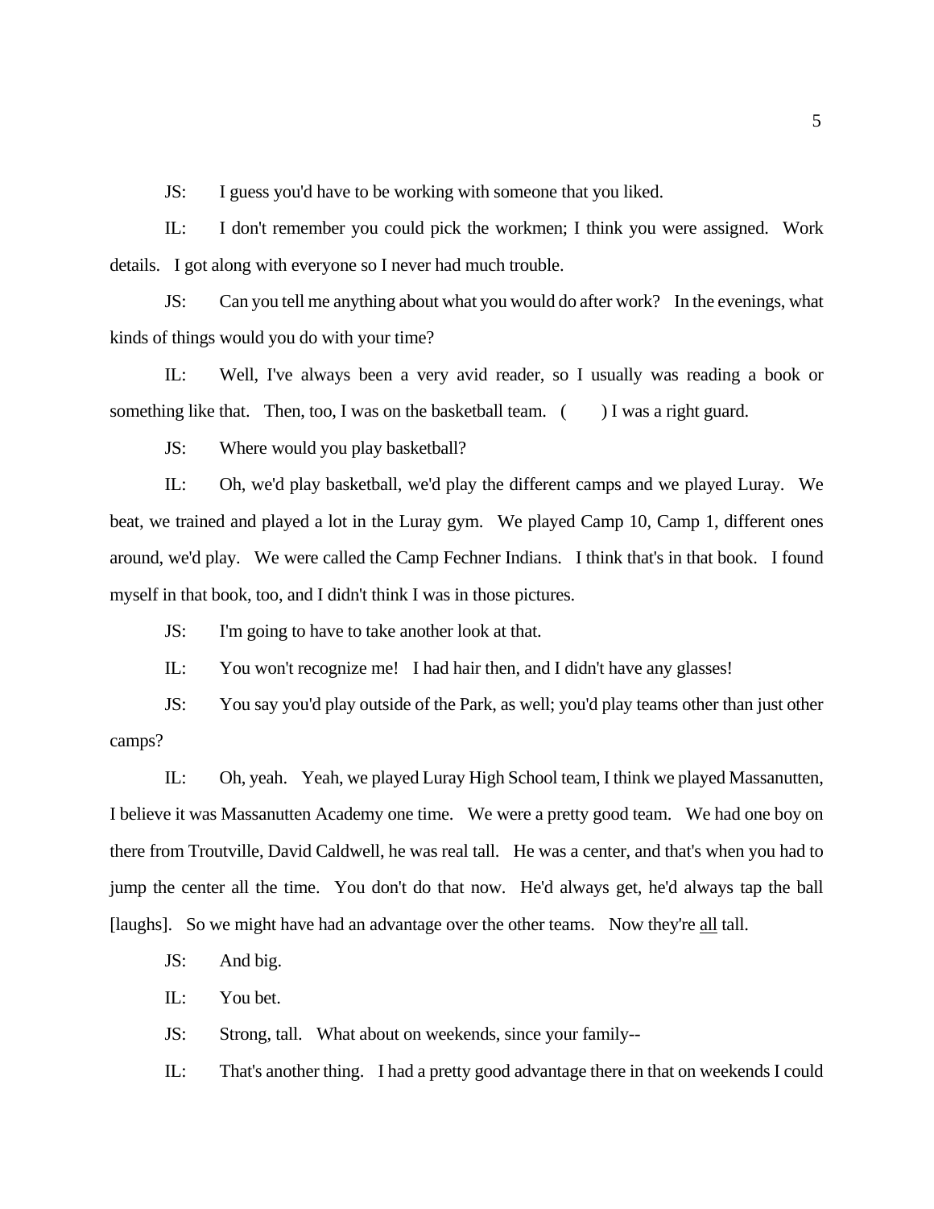JS: I guess you'd have to be working with someone that you liked.

IL: I don't remember you could pick the workmen; I think you were assigned. Work details. I got along with everyone so I never had much trouble.

JS: Can you tell me anything about what you would do after work? In the evenings, what kinds of things would you do with your time?

IL: Well, I've always been a very avid reader, so I usually was reading a book or something like that. Then, too, I was on the basketball team. (      ) I was a right guard.

JS: Where would you play basketball?

IL: Oh, we'd play basketball, we'd play the different camps and we played Luray. We beat, we trained and played a lot in the Luray gym. We played Camp 10, Camp 1, different ones around, we'd play. We were called the Camp Fechner Indians. I think that's in that book. I found myself in that book, too, and I didn't think I was in those pictures.

JS: I'm going to have to take another look at that.

IL: You won't recognize me! I had hair then, and I didn't have any glasses!

JS: You say you'd play outside of the Park, as well; you'd play teams other than just other camps?

IL: Oh, yeah. Yeah, we played Luray High School team, I think we played Massanutten, I believe it was Massanutten Academy one time. We were a pretty good team. We had one boy on there from Troutville, David Caldwell, he was real tall. He was a center, and that's when you had to jump the center all the time. You don't do that now. He'd always get, he'd always tap the ball [laughs]. So we might have had an advantage over the other teams. Now they're <u>all</u> tall.

JS: And big.

IL: You bet.

JS: Strong, tall. What about on weekends, since your family--

IL: That's another thing. I had a pretty good advantage there in that on weekends I could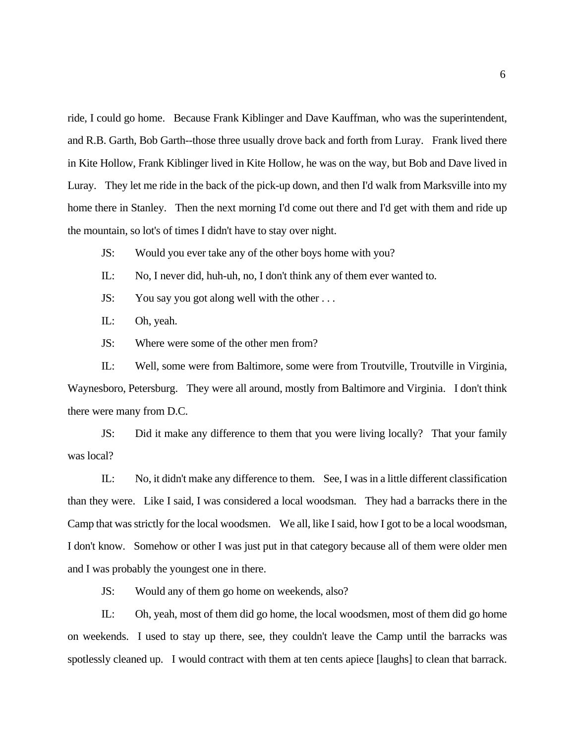ride, I could go home. Because Frank Kiblinger and Dave Kauffman, who was the superintendent, and R.B. Garth, Bob Garth--those three usually drove back and forth from Luray. Frank lived there in Kite Hollow, Frank Kiblinger lived in Kite Hollow, he was on the way, but Bob and Dave lived in Luray. They let me ride in the back of the pick-up down, and then I'd walk from Marksville into my home there in Stanley. Then the next morning I'd come out there and I'd get with them and ride up the mountain, so lot's of times I didn't have to stay over night.

JS: Would you ever take any of the other boys home with you?

IL: No, I never did, huh-uh, no, I don't think any of them ever wanted to.

JS: You say you got along well with the other . . .

IL: Oh, yeah.

JS: Where were some of the other men from?

IL: Well, some were from Baltimore, some were from Troutville, Troutville in Virginia, Waynesboro, Petersburg. They were all around, mostly from Baltimore and Virginia. I don't think there were many from D.C.

JS: Did it make any difference to them that you were living locally? That your family was local?

IL: No, it didn't make any difference to them. See, I was in a little different classification than they were. Like I said, I was considered a local woodsman. They had a barracks there in the Camp that was strictly for the local woodsmen. We all, like I said, how I got to be a local woodsman, I don't know. Somehow or other I was just put in that category because all of them were older men and I was probably the youngest one in there.

JS: Would any of them go home on weekends, also?

IL: Oh, yeah, most of them did go home, the local woodsmen, most of them did go home on weekends. I used to stay up there, see, they couldn't leave the Camp until the barracks was spotlessly cleaned up. I would contract with them at ten cents apiece [laughs] to clean that barrack.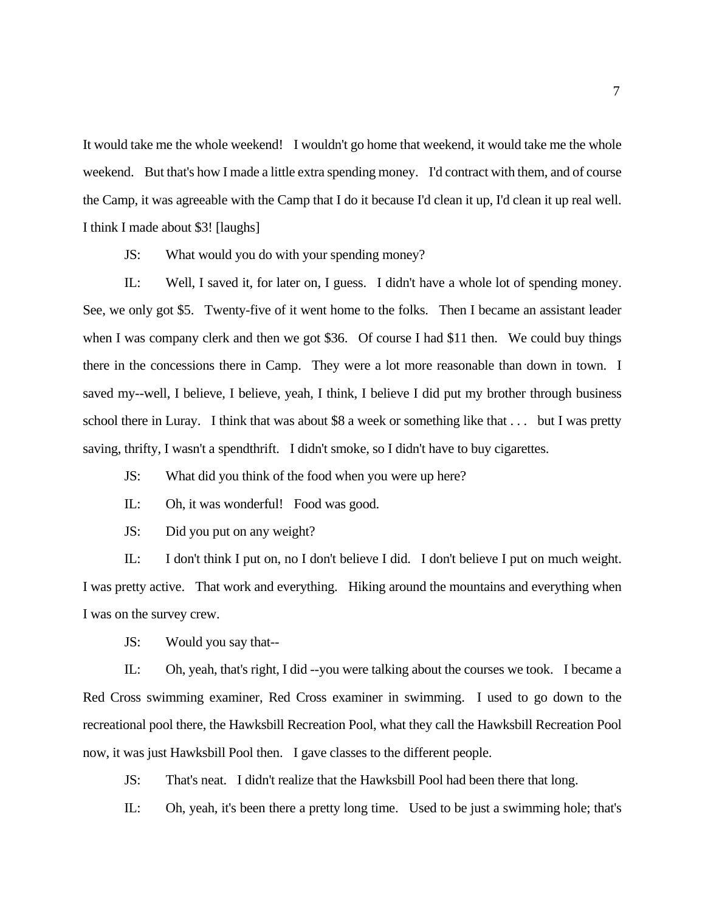It would take me the whole weekend! I wouldn't go home that weekend, it would take me the whole weekend. But that's how I made a little extra spending money. I'd contract with them, and of course the Camp, it was agreeable with the Camp that I do it because I'd clean it up, I'd clean it up real well. I think I made about $3! [laughs]

JS: What would you do with your spending money?

IL: Well, I saved it, for later on, I guess. I didn't have a whole lot of spending money. See, we only got $5. Twenty-five of it went home to the folks. Then I became an assistant leader when I was company clerk and then we got $36. Of course I had $11 then. We could buy things there in the concessions there in Camp. They were a lot more reasonable than down in town. I saved my--well, I believe, I believe, yeah, I think, I believe I did put my brother through business school there in Luray. I think that was about $8 a week or something like that . . . but I was pretty saving, thrifty, I wasn't a spendthrift. I didn't smoke, so I didn't have to buy cigarettes.

JS: What did you think of the food when you were up here?

IL: Oh, it was wonderful! Food was good.

JS: Did you put on any weight?

IL: I don't think I put on, no I don't believe I did. I don't believe I put on much weight. I was pretty active. That work and everything. Hiking around the mountains and everything when I was on the survey crew.

JS: Would you say that--

IL: Oh, yeah, that's right, I did --you were talking about the courses we took. I became a Red Cross swimming examiner, Red Cross examiner in swimming. I used to go down to the recreational pool there, the Hawksbill Recreation Pool, what they call the Hawksbill Recreation Pool now, it was just Hawksbill Pool then. I gave classes to the different people.

JS: That's neat. I didn't realize that the Hawksbill Pool had been there that long.

IL: Oh, yeah, it's been there a pretty long time. Used to be just a swimming hole; that's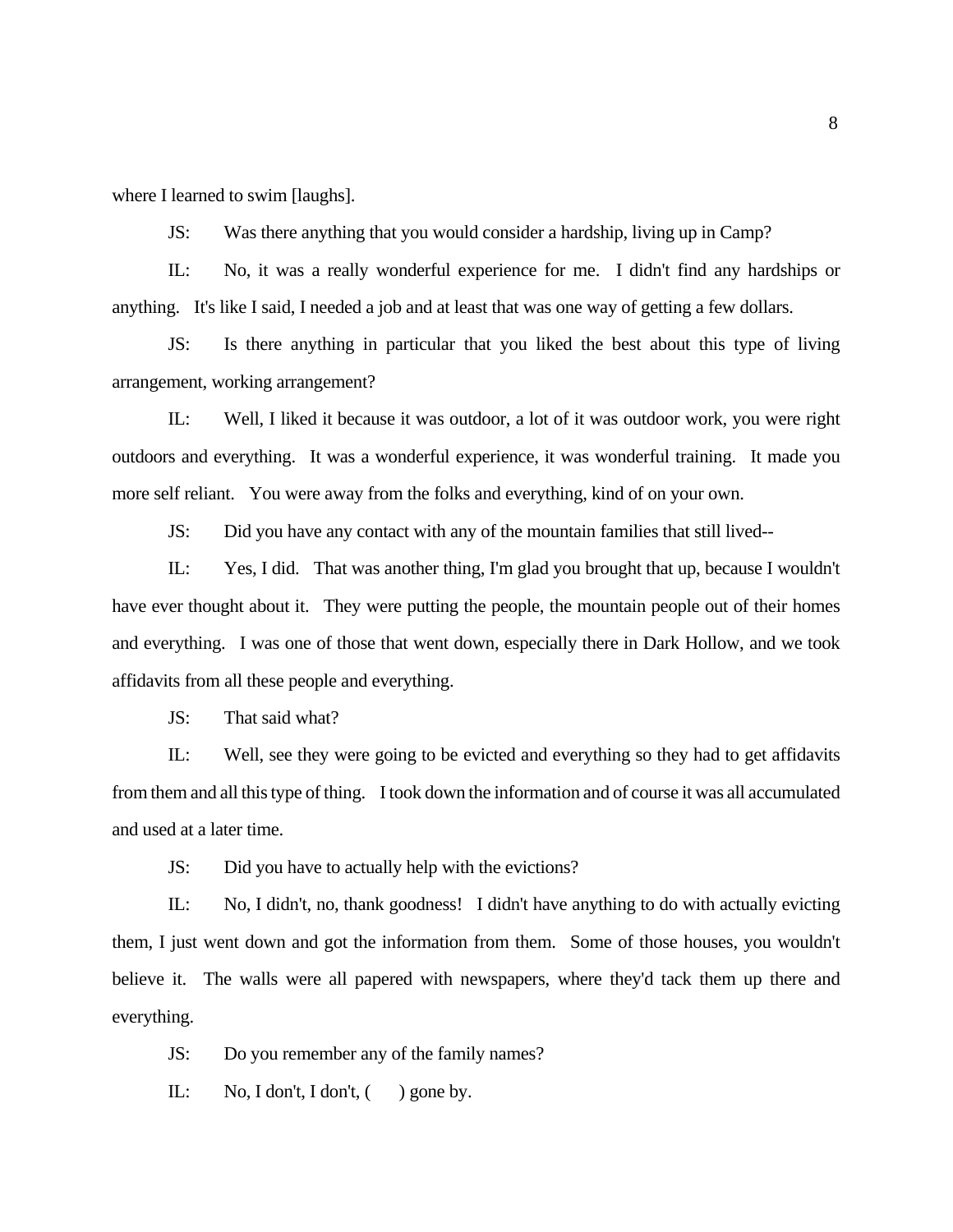where I learned to swim [laughs].

JS: Was there anything that you would consider a hardship, living up in Camp?

IL: No, it was a really wonderful experience for me. I didn't find any hardships or anything. It's like I said, I needed a job and at least that was one way of getting a few dollars.

JS: Is there anything in particular that you liked the best about this type of living arrangement, working arrangement?

IL: Well, I liked it because it was outdoor, a lot of it was outdoor work, you were right outdoors and everything. It was a wonderful experience, it was wonderful training. It made you more self reliant. You were away from the folks and everything, kind of on your own.

JS: Did you have any contact with any of the mountain families that still lived--

IL: Yes, I did. That was another thing, I'm glad you brought that up, because I wouldn't have ever thought about it. They were putting the people, the mountain people out of their homes and everything. I was one of those that went down, especially there in Dark Hollow, and we took affidavits from all these people and everything.

JS: That said what?

IL: Well, see they were going to be evicted and everything so they had to get affidavits from them and all this type of thing. I took down the information and of course it was all accumulated and used at a later time.

JS: Did you have to actually help with the evictions?

IL: No, I didn't, no, thank goodness! I didn't have anything to do with actually evicting them, I just went down and got the information from them. Some of those houses, you wouldn't believe it. The walls were all papered with newspapers, where they'd tack them up there and everything.

JS: Do you remember any of the family names?

IL: No, I don't, I don't, (    ) gone by.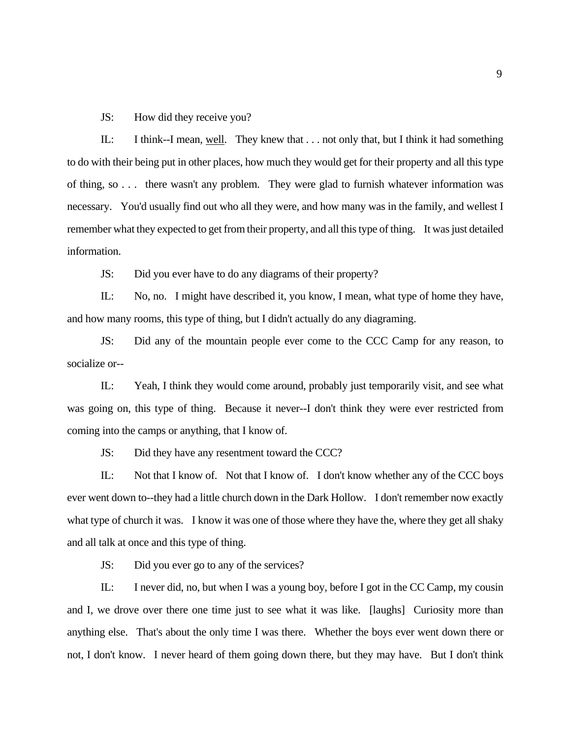JS: How did they receive you?

IL: I think--I mean, well. They knew that . . . not only that, but I think it had something to do with their being put in other places, how much they would get for their property and all this type of thing, so . . . there wasn't any problem. They were glad to furnish whatever information was necessary. You'd usually find out who all they were, and how many was in the family, and wellest I remember what they expected to get from their property, and all this type of thing. It was just detailed information.

JS: Did you ever have to do any diagrams of their property?

IL: No, no. I might have described it, you know, I mean, what type of home they have, and how many rooms, this type of thing, but I didn't actually do any diagraming.

JS: Did any of the mountain people ever come to the CCC Camp for any reason, to socialize or--

IL: Yeah, I think they would come around, probably just temporarily visit, and see what was going on, this type of thing. Because it never--I don't think they were ever restricted from coming into the camps or anything, that I know of.

JS: Did they have any resentment toward the CCC?

IL: Not that I know of. Not that I know of. I don't know whether any of the CCC boys ever went down to--they had a little church down in the Dark Hollow. I don't remember now exactly what type of church it was. I know it was one of those where they have the, where they get all shaky and all talk at once and this type of thing.

JS: Did you ever go to any of the services?

IL: I never did, no, but when I was a young boy, before I got in the CC Camp, my cousin and I, we drove over there one time just to see what it was like. [laughs] Curiosity more than anything else. That's about the only time I was there. Whether the boys ever went down there or not, I don't know. I never heard of them going down there, but they may have. But I don't think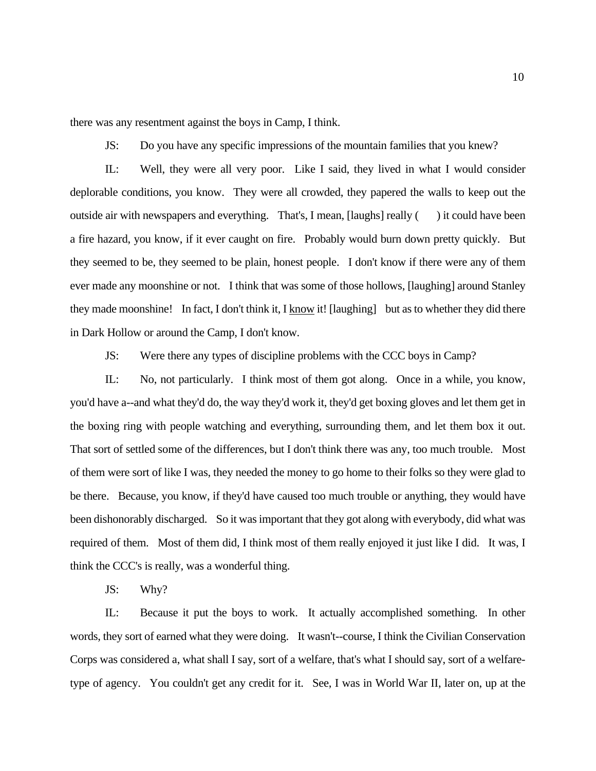there was any resentment against the boys in Camp, I think.

JS: Do you have any specific impressions of the mountain families that you knew?

IL: Well, they were all very poor. Like I said, they lived in what I would consider deplorable conditions, you know. They were all crowded, they papered the walls to keep out the outside air with newspapers and everything. That's, I mean, [laughs] really (     ) it could have been a fire hazard, you know, if it ever caught on fire. Probably would burn down pretty quickly. But they seemed to be, they seemed to be plain, honest people. I don't know if there were any of them ever made any moonshine or not. I think that was some of those hollows, [laughing] around Stanley they made moonshine! In fact, I don't think it, I <u>know</u> it! [laughing] but as to whether they did there in Dark Hollow or around the Camp, I don't know.

JS: Were there any types of discipline problems with the CCC boys in Camp?

IL: No, not particularly. I think most of them got along. Once in a while, you know, you'd have a--and what they'd do, the way they'd work it, they'd get boxing gloves and let them get in the boxing ring with people watching and everything, surrounding them, and let them box it out. That sort of settled some of the differences, but I don't think there was any, too much trouble. Most of them were sort of like I was, they needed the money to go home to their folks so they were glad to be there. Because, you know, if they'd have caused too much trouble or anything, they would have been dishonorably discharged. So it was important that they got along with everybody, did what was required of them. Most of them did, I think most of them really enjoyed it just like I did. It was, I think the CCC's is really, was a wonderful thing.

JS: Why?

IL: Because it put the boys to work. It actually accomplished something. In other words, they sort of earned what they were doing. It wasn't--course, I think the Civilian Conservation Corps was considered a, what shall I say, sort of a welfare, that's what I should say, sort of a welfare-type of agency. You couldn't get any credit for it. See, I was in World War II, later on, up at the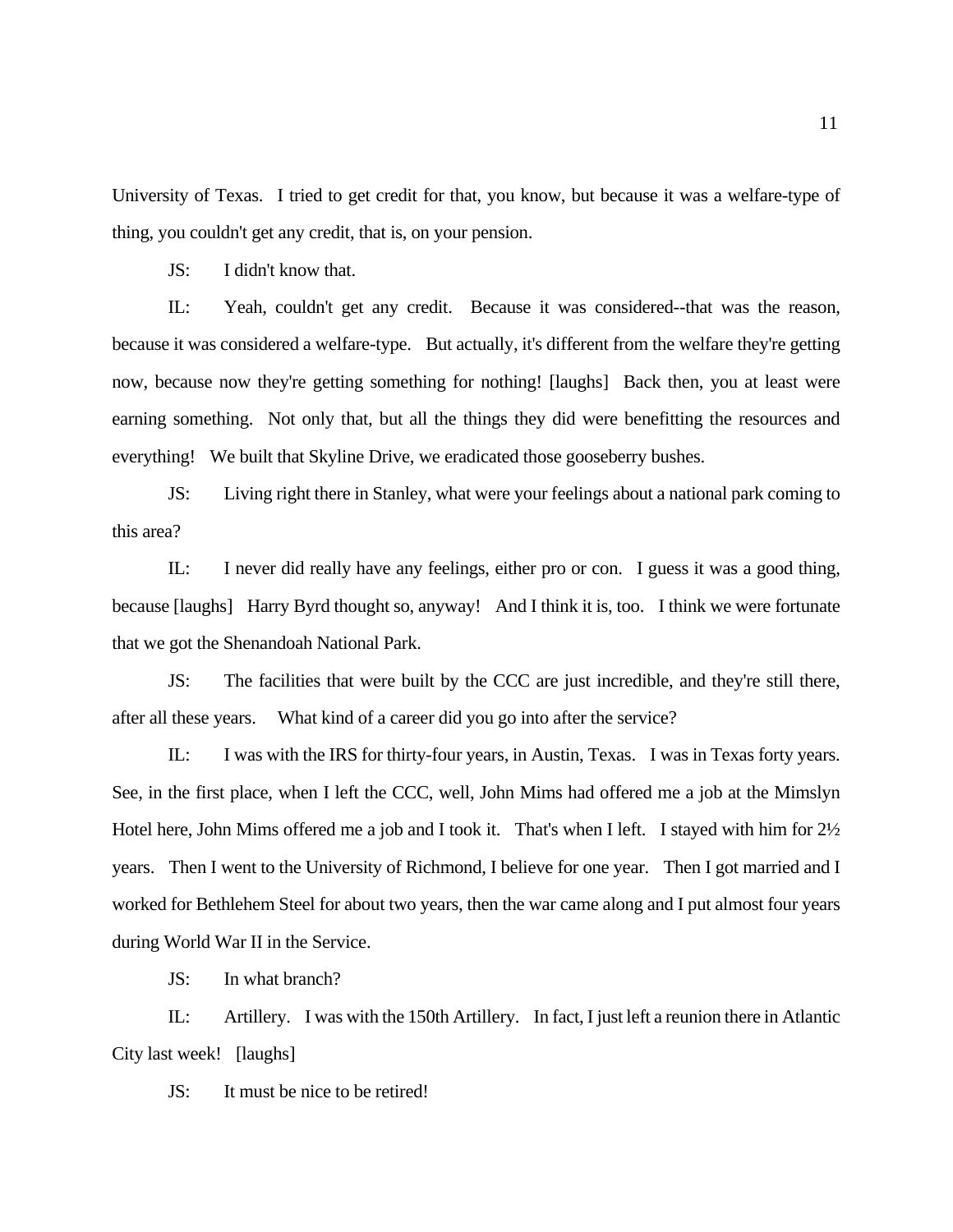University of Texas. I tried to get credit for that, you know, but because it was a welfare-type of thing, you couldn't get any credit, that is, on your pension.

JS: I didn't know that.

IL: Yeah, couldn't get any credit. Because it was considered--that was the reason, because it was considered a welfare-type. But actually, it's different from the welfare they're getting now, because now they're getting something for nothing! [laughs] Back then, you at least were earning something. Not only that, but all the things they did were benefitting the resources and everything! We built that Skyline Drive, we eradicated those gooseberry bushes.

JS: Living right there in Stanley, what were your feelings about a national park coming to this area?

IL: I never did really have any feelings, either pro or con. I guess it was a good thing, because [laughs] Harry Byrd thought so, anyway! And I think it is, too. I think we were fortunate that we got the Shenandoah National Park.

JS: The facilities that were built by the CCC are just incredible, and they're still there, after all these years. What kind of a career did you go into after the service?

IL: I was with the IRS for thirty-four years, in Austin, Texas. I was in Texas forty years. See, in the first place, when I left the CCC, well, John Mims had offered me a job at the Mimslyn Hotel here, John Mims offered me a job and I took it. That's when I left. I stayed with him for 2½ years. Then I went to the University of Richmond, I believe for one year. Then I got married and I worked for Bethlehem Steel for about two years, then the war came along and I put almost four years during World War II in the Service.

JS: In what branch?

IL: Artillery. I was with the 150th Artillery. In fact, I just left a reunion there in Atlantic City last week! [laughs]

JS: It must be nice to be retired!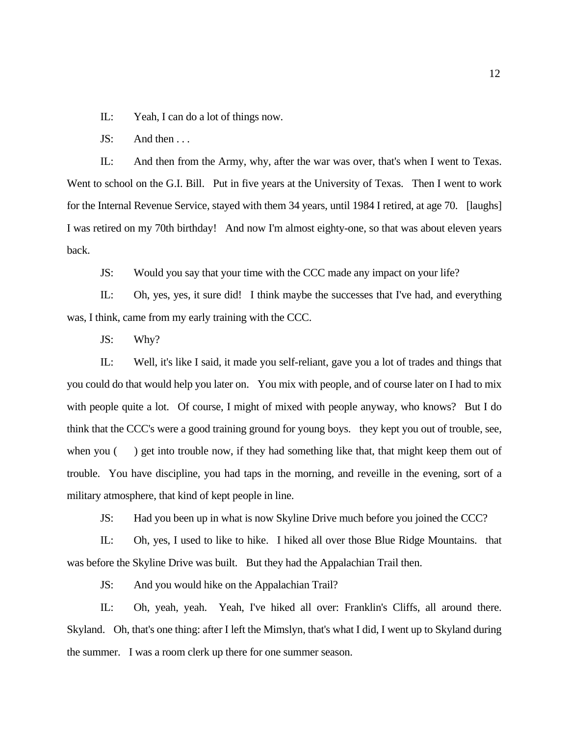IL: Yeah, I can do a lot of things now.

JS: And then . . .

IL: And then from the Army, why, after the war was over, that's when I went to Texas. Went to school on the G.I. Bill. Put in five years at the University of Texas. Then I went to work for the Internal Revenue Service, stayed with them 34 years, until 1984 I retired, at age 70. [laughs] I was retired on my 70th birthday! And now I'm almost eighty-one, so that was about eleven years back.

JS: Would you say that your time with the CCC made any impact on your life?

IL: Oh, yes, yes, it sure did! I think maybe the successes that I've had, and everything was, I think, came from my early training with the CCC.

JS: Why?

IL: Well, it's like I said, it made you self-reliant, gave you a lot of trades and things that you could do that would help you later on. You mix with people, and of course later on I had to mix with people quite a lot. Of course, I might of mixed with people anyway, who knows? But I do think that the CCC's were a good training ground for young boys. they kept you out of trouble, see, when you (     ) get into trouble now, if they had something like that, that might keep them out of trouble. You have discipline, you had taps in the morning, and reveille in the evening, sort of a military atmosphere, that kind of kept people in line.

JS: Had you been up in what is now Skyline Drive much before you joined the CCC?

IL: Oh, yes, I used to like to hike. I hiked all over those Blue Ridge Mountains. that was before the Skyline Drive was built. But they had the Appalachian Trail then.

JS: And you would hike on the Appalachian Trail?

IL: Oh, yeah, yeah. Yeah, I've hiked all over: Franklin's Cliffs, all around there. Skyland. Oh, that's one thing: after I left the Mimslyn, that's what I did, I went up to Skyland during the summer. I was a room clerk up there for one summer season.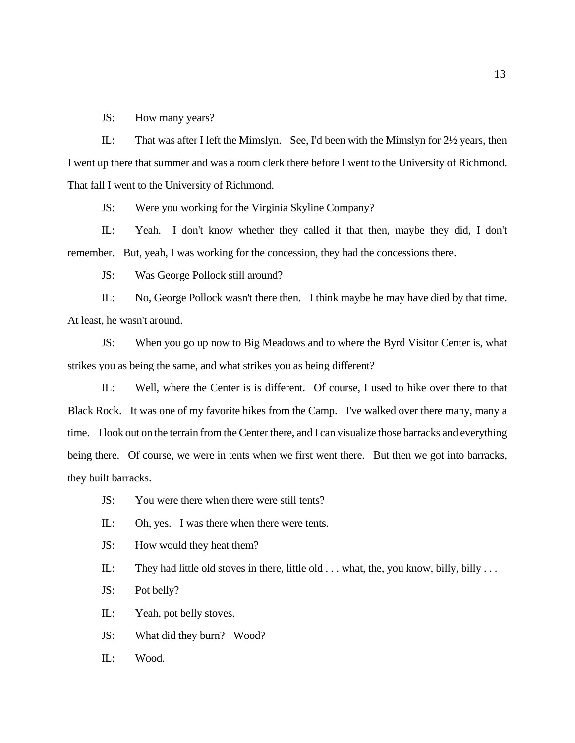JS: How many years?

IL: That was after I left the Mimslyn. See, I'd been with the Mimslyn for 2½ years, then I went up there that summer and was a room clerk there before I went to the University of Richmond. That fall I went to the University of Richmond.

JS: Were you working for the Virginia Skyline Company?

IL: Yeah. I don't know whether they called it that then, maybe they did, I don't remember. But, yeah, I was working for the concession, they had the concessions there.

JS: Was George Pollock still around?

IL: No, George Pollock wasn't there then. I think maybe he may have died by that time. At least, he wasn't around.

JS: When you go up now to Big Meadows and to where the Byrd Visitor Center is, what strikes you as being the same, and what strikes you as being different?

IL: Well, where the Center is is different. Of course, I used to hike over there to that Black Rock. It was one of my favorite hikes from the Camp. I've walked over there many, many a time. I look out on the terrain from the Center there, and I can visualize those barracks and everything being there. Of course, we were in tents when we first went there. But then we got into barracks, they built barracks.

JS: You were there when there were still tents?

IL: Oh, yes. I was there when there were tents.

JS: How would they heat them?

IL: They had little old stoves in there, little old . . . what, the, you know, billy, billy . . .

JS: Pot belly?

IL: Yeah, pot belly stoves.

JS: What did they burn? Wood?

IL: Wood.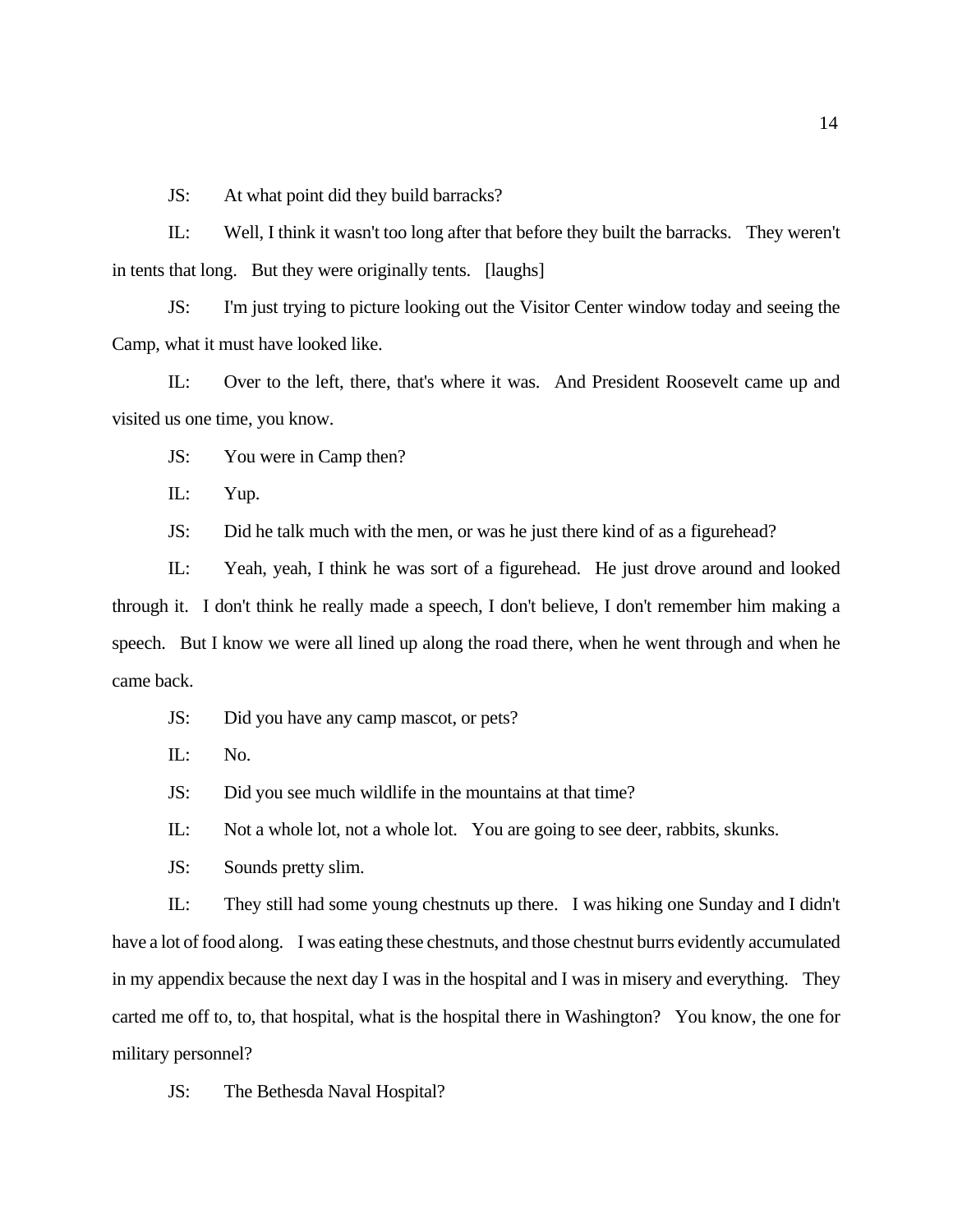JS: At what point did they build barracks?

IL: Well, I think it wasn't too long after that before they built the barracks. They weren't in tents that long. But they were originally tents. [laughs]

JS: I'm just trying to picture looking out the Visitor Center window today and seeing the Camp, what it must have looked like.

IL: Over to the left, there, that's where it was. And President Roosevelt came up and visited us one time, you know.

JS: You were in Camp then?

IL: Yup.

JS: Did he talk much with the men, or was he just there kind of as a figurehead?

IL: Yeah, yeah, I think he was sort of a figurehead. He just drove around and looked through it. I don't think he really made a speech, I don't believe, I don't remember him making a speech. But I know we were all lined up along the road there, when he went through and when he came back.

JS: Did you have any camp mascot, or pets?

IL: No.

JS: Did you see much wildlife in the mountains at that time?

IL: Not a whole lot, not a whole lot. You are going to see deer, rabbits, skunks.

JS: Sounds pretty slim.

IL: They still had some young chestnuts up there. I was hiking one Sunday and I didn't have a lot of food along. I was eating these chestnuts, and those chestnut burrs evidently accumulated in my appendix because the next day I was in the hospital and I was in misery and everything. They carted me off to, to, that hospital, what is the hospital there in Washington? You know, the one for military personnel?

JS: The Bethesda Naval Hospital?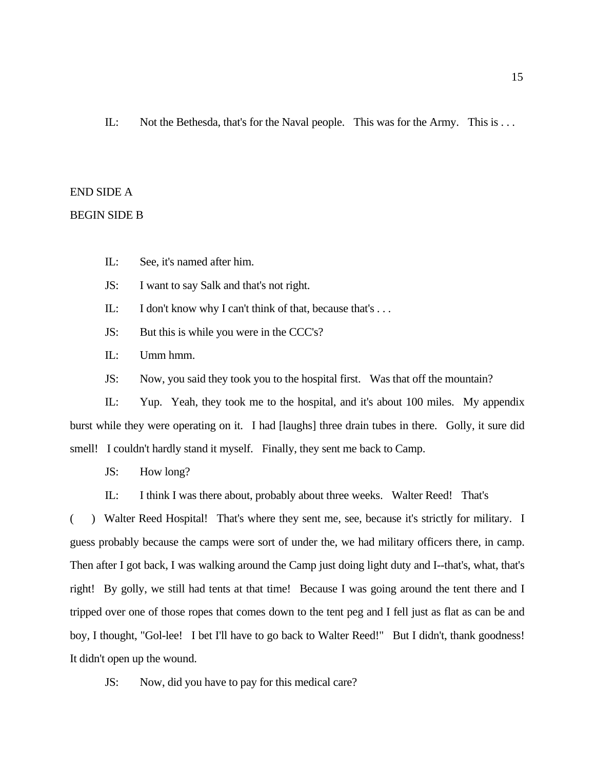IL: Not the Bethesda, that's for the Naval people. This was for the Army. This is . . .

END SIDE A

BEGIN SIDE B

IL: See, it's named after him.

JS: I want to say Salk and that's not right.

IL: I don't know why I can't think of that, because that's . . .

JS: But this is while you were in the CCC's?

IL: Umm hmm.

JS: Now, you said they took you to the hospital first. Was that off the mountain?

IL: Yup. Yeah, they took me to the hospital, and it's about 100 miles. My appendix burst while they were operating on it. I had [laughs] three drain tubes in there. Golly, it sure did smell! I couldn't hardly stand it myself. Finally, they sent me back to Camp.

JS: How long?

IL: I think I was there about, probably about three weeks. Walter Reed! That's ( ) Walter Reed Hospital! That's where they sent me, see, because it's strictly for military. I guess probably because the camps were sort of under the, we had military officers there, in camp. Then after I got back, I was walking around the Camp just doing light duty and I--that's, what, that's right! By golly, we still had tents at that time! Because I was going around the tent there and I tripped over one of those ropes that comes down to the tent peg and I fell just as flat as can be and boy, I thought, "Gol-lee! I bet I'll have to go back to Walter Reed!" But I didn't, thank goodness! It didn't open up the wound.

JS: Now, did you have to pay for this medical care?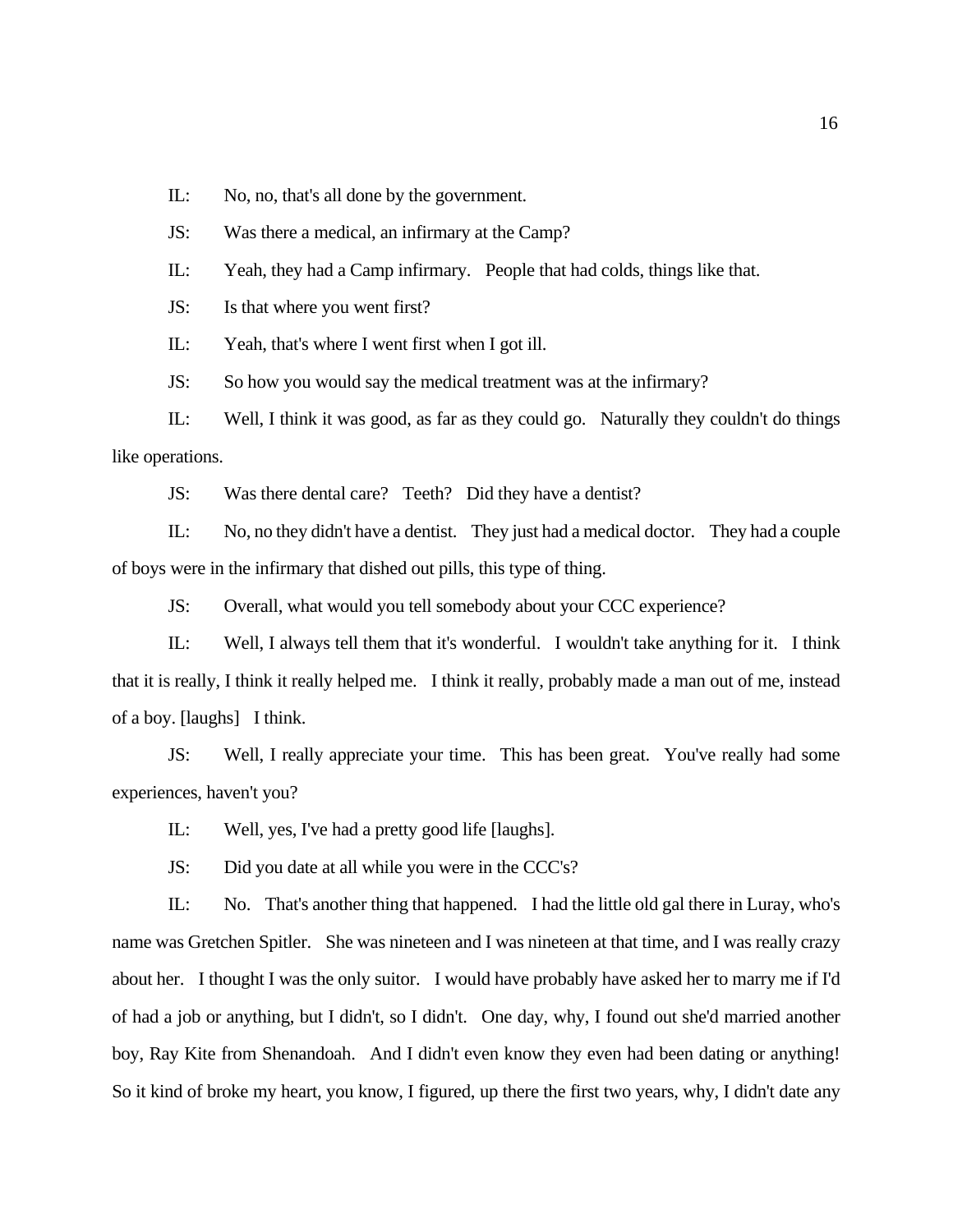IL: No, no, that's all done by the government.

JS: Was there a medical, an infirmary at the Camp?

IL: Yeah, they had a Camp infirmary. People that had colds, things like that.

JS: Is that where you went first?

IL: Yeah, that's where I went first when I got ill.

JS: So how you would say the medical treatment was at the infirmary?

IL: Well, I think it was good, as far as they could go. Naturally they couldn't do things like operations.

JS: Was there dental care? Teeth? Did they have a dentist?

IL: No, no they didn't have a dentist. They just had a medical doctor. They had a couple of boys were in the infirmary that dished out pills, this type of thing.

JS: Overall, what would you tell somebody about your CCC experience?

IL: Well, I always tell them that it's wonderful. I wouldn't take anything for it. I think that it is really, I think it really helped me. I think it really, probably made a man out of me, instead of a boy. [laughs] I think.

JS: Well, I really appreciate your time. This has been great. You've really had some experiences, haven't you?

IL: Well, yes, I've had a pretty good life [laughs].

JS: Did you date at all while you were in the CCC's?

IL: No. That's another thing that happened. I had the little old gal there in Luray, who's name was Gretchen Spitler. She was nineteen and I was nineteen at that time, and I was really crazy about her. I thought I was the only suitor. I would have probably have asked her to marry me if I'd of had a job or anything, but I didn't, so I didn't. One day, why, I found out she'd married another boy, Ray Kite from Shenandoah. And I didn't even know they even had been dating or anything! So it kind of broke my heart, you know, I figured, up there the first two years, why, I didn't date any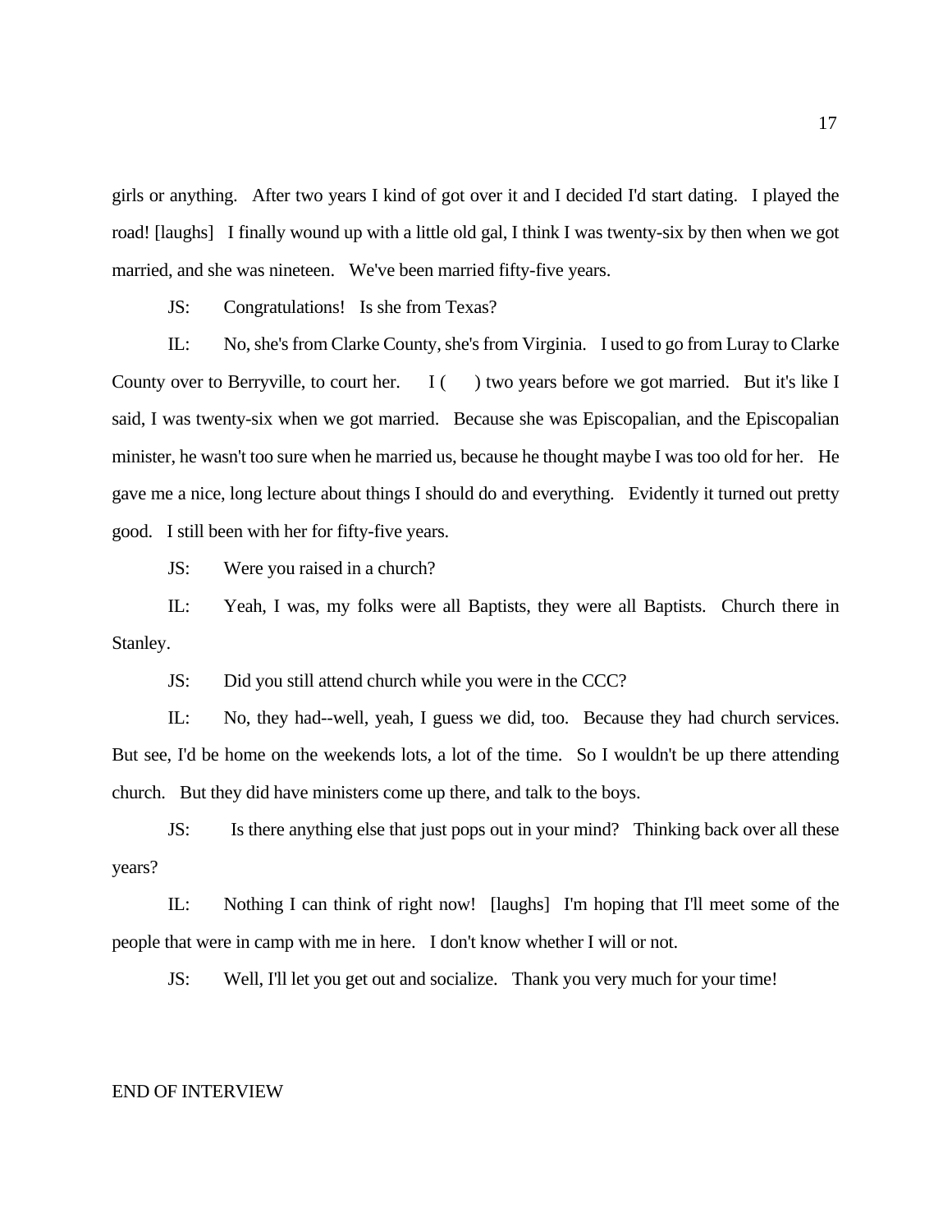girls or anything. After two years I kind of got over it and I decided I'd start dating. I played the road! [laughs] I finally wound up with a little old gal, I think I was twenty-six by then when we got married, and she was nineteen. We've been married fifty-five years.

JS: Congratulations! Is she from Texas?

IL: No, she's from Clarke County, she's from Virginia. I used to go from Luray to Clarke County over to Berryville, to court her. I (    ) two years before we got married. But it's like I said, I was twenty-six when we got married. Because she was Episcopalian, and the Episcopalian minister, he wasn't too sure when he married us, because he thought maybe I was too old for her. He gave me a nice, long lecture about things I should do and everything. Evidently it turned out pretty good. I still been with her for fifty-five years.

JS: Were you raised in a church?

IL: Yeah, I was, my folks were all Baptists, they were all Baptists. Church there in Stanley.

JS: Did you still attend church while you were in the CCC?

IL: No, they had--well, yeah, I guess we did, too. Because they had church services. But see, I'd be home on the weekends lots, a lot of the time. So I wouldn't be up there attending church. But they did have ministers come up there, and talk to the boys.

JS: Is there anything else that just pops out in your mind? Thinking back over all these years?

IL: Nothing I can think of right now! [laughs] I'm hoping that I'll meet some of the people that were in camp with me in here. I don't know whether I will or not.

JS: Well, I'll let you get out and socialize. Thank you very much for your time!

END OF INTERVIEW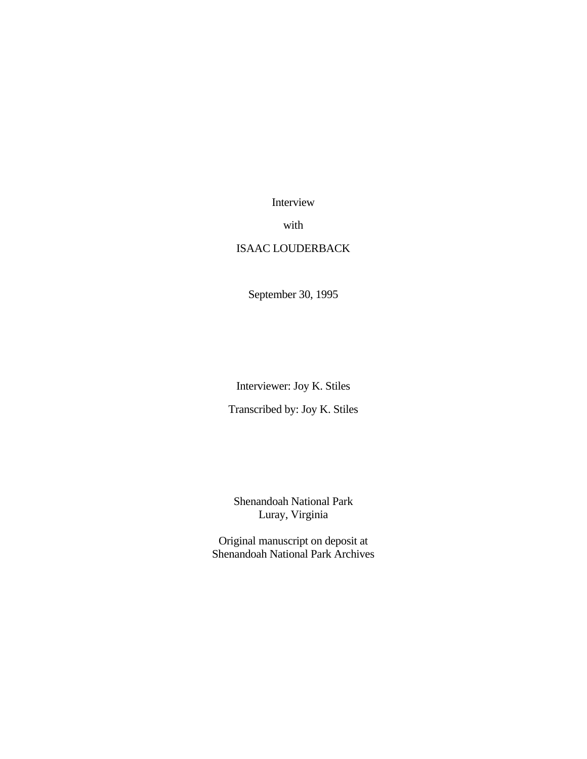Interview

with

ISAAC LOUDERBACK

September 30, 1995

Interviewer: Joy K. Stiles

Transcribed by: Joy K. Stiles

Shenandoah National Park
Luray, Virginia

Original manuscript on deposit at
Shenandoah National Park Archives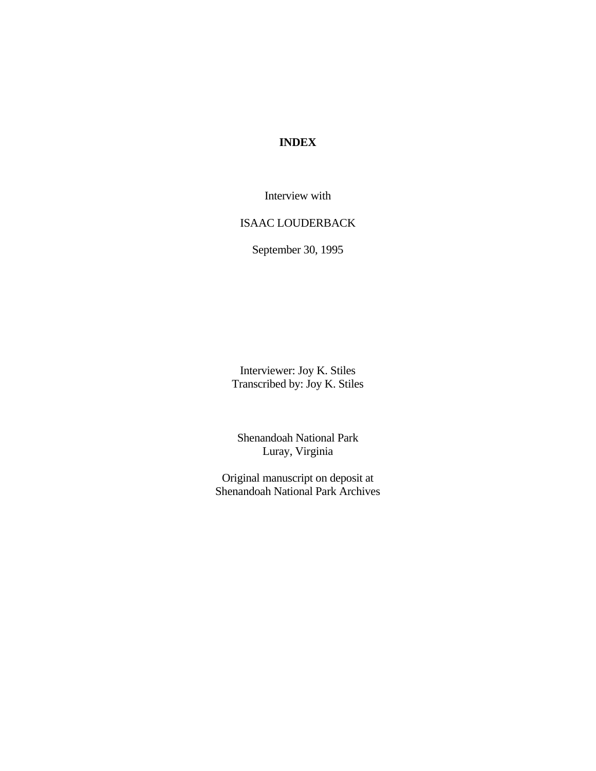# INDEX

Interview with

ISAAC LOUDERBACK

September 30, 1995

Interviewer: Joy K. Stiles
Transcribed by: Joy K. Stiles

Shenandoah National Park
Luray, Virginia

Original manuscript on deposit at
Shenandoah National Park Archives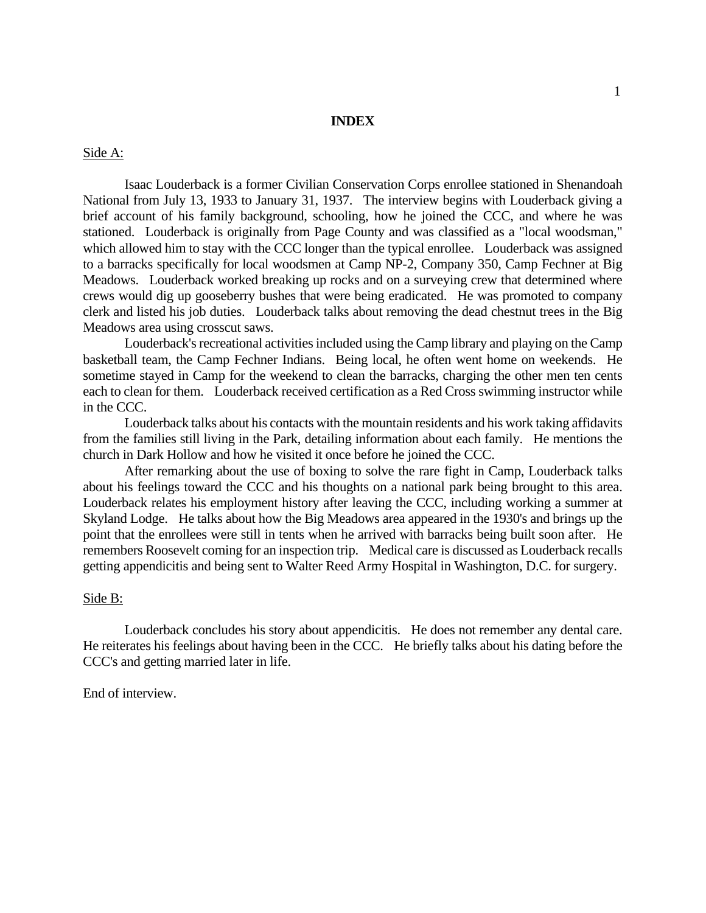# INDEX

Side A:

Isaac Louderback is a former Civilian Conservation Corps enrollee stationed in Shenandoah National from July 13, 1933 to January 31, 1937. The interview begins with Louderback giving a brief account of his family background, schooling, how he joined the CCC, and where he was stationed. Louderback is originally from Page County and was classified as a "local woodsman," which allowed him to stay with the CCC longer than the typical enrollee. Louderback was assigned to a barracks specifically for local woodsmen at Camp NP-2, Company 350, Camp Fechner at Big Meadows. Louderback worked breaking up rocks and on a surveying crew that determined where crews would dig up gooseberry bushes that were being eradicated. He was promoted to company clerk and listed his job duties. Louderback talks about removing the dead chestnut trees in the Big Meadows area using crosscut saws.

Louderback's recreational activities included using the Camp library and playing on the Camp basketball team, the Camp Fechner Indians. Being local, he often went home on weekends. He sometime stayed in Camp for the weekend to clean the barracks, charging the other men ten cents each to clean for them. Louderback received certification as a Red Cross swimming instructor while in the CCC.

Louderback talks about his contacts with the mountain residents and his work taking affidavits from the families still living in the Park, detailing information about each family. He mentions the church in Dark Hollow and how he visited it once before he joined the CCC.

After remarking about the use of boxing to solve the rare fight in Camp, Louderback talks about his feelings toward the CCC and his thoughts on a national park being brought to this area. Louderback relates his employment history after leaving the CCC, including working a summer at Skyland Lodge. He talks about how the Big Meadows area appeared in the 1930's and brings up the point that the enrollees were still in tents when he arrived with barracks being built soon after. He remembers Roosevelt coming for an inspection trip. Medical care is discussed as Louderback recalls getting appendicitis and being sent to Walter Reed Army Hospital in Washington, D.C. for surgery.

Side B:

Louderback concludes his story about appendicitis. He does not remember any dental care. He reiterates his feelings about having been in the CCC. He briefly talks about his dating before the CCC's and getting married later in life.

End of interview.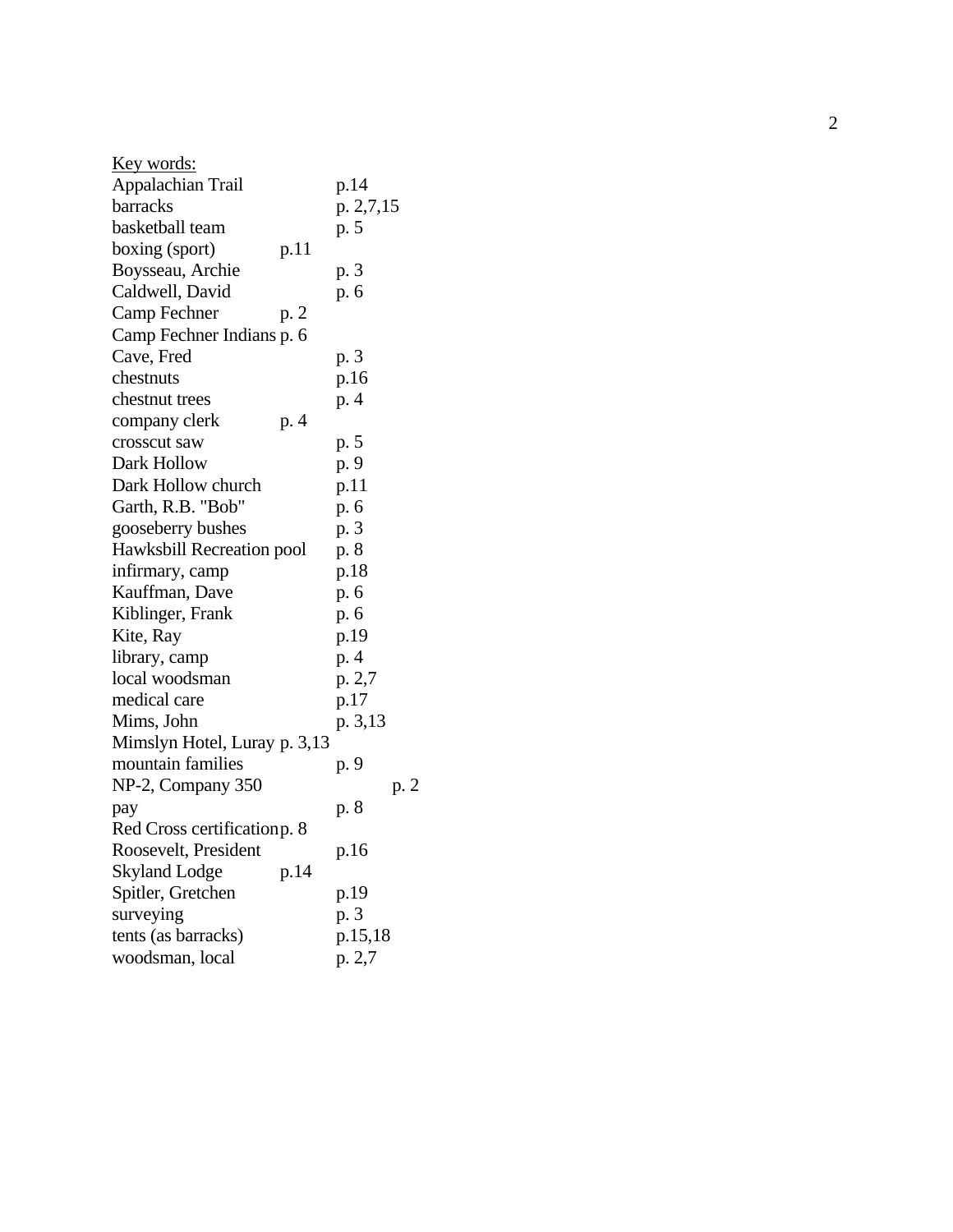Key words:

| | |
|---|---|
| Appalachian Trail | p.14 |
| barracks | p. 2,7,15 |
| basketball team | p. 5 |
| boxing (sport) | p.11 |
| Boysseau, Archie | p. 3 |
| Caldwell, David | p. 6 |
| Camp Fechner | p. 2 |
| Camp Fechner Indians | p. 6 |
| Cave, Fred | p. 3 |
| chestnuts | p.16 |
| chestnut trees | p. 4 |
| company clerk | p. 4 |
| crosscut saw | p. 5 |
| Dark Hollow | p. 9 |
| Dark Hollow church | p.11 |
| Garth, R.B. "Bob" | p. 6 |
| gooseberry bushes | p. 3 |
| Hawksbill Recreation pool | p. 8 |
| infirmary, camp | p.18 |
| Kauffman, Dave | p. 6 |
| Kiblinger, Frank | p. 6 |
| Kite, Ray | p.19 |
| library, camp | p. 4 |
| local woodsman | p. 2,7 |
| medical care | p.17 |
| Mims, John | p. 3,13 |
| Mimslyn Hotel, Luray | p. 3,13 |
| mountain families | p. 9 |
| NP-2, Company 350 | p. 2 |
| pay | p. 8 |
| Red Cross certification | p. 8 |
| Roosevelt, President | p.16 |
| Skyland Lodge | p.14 |
| Spitler, Gretchen | p.19 |
| surveying | p. 3 |
| tents (as barracks) | p.15,18 |
| woodsman, local | p. 2,7 |